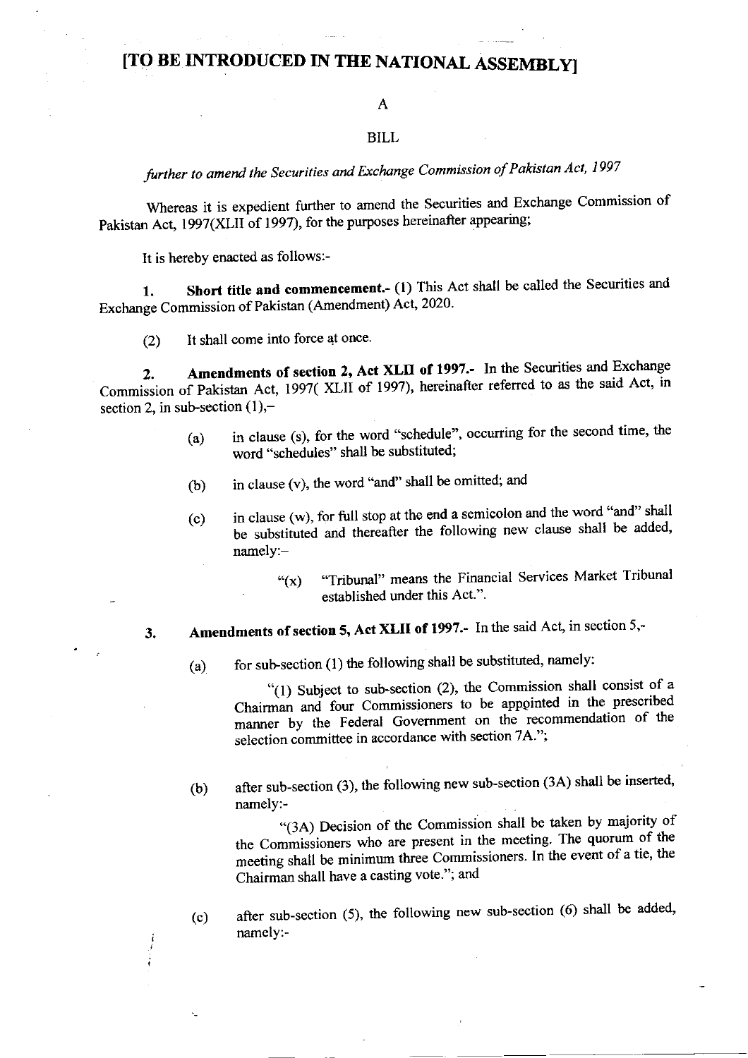# [TO BE INTRODUCED IN THE NATIONAL ASSEMBLY]

A

BILL

*further to amend the Securities and Exchange Commission of Pakistan Act, 1997*

Whereas it is expedient further to amend the Securities and Exchange Commission of Pakistan Act, 1997(XLII of 1997), for the purposes hereinafter appearing;

It is hereby enacted as follows:-

1. **Short title and commencement.-** (1) This Act shall be called the Securities and Exchange Commission of Pakistan (Amendment) Act, 2020.

(2) It shall come into force at once.

2. **Amendments of section 2, Act XLII of 1997.-** In the Securities and Exchange Commission of Pakistan Act, 1997( XLII of 1997), hereinafter referred to as the said Act, in section 2, in sub-section (1),–

> (a) in clause (s), for the word "schedule", occurring for the second time, the word "schedules" shall be substituted;
>
> (b) in clause (v), the word "and" shall be omitted; and
>
> (c) in clause (w), for full stop at the end a semicolon and the word "and" shall be substituted and thereafter the following new clause shall be added, namely:–
>
> > "(x) "Tribunal" means the Financial Services Market Tribunal established under this Act.".

3. **Amendments of section 5, Act XLII of 1997.-** In the said Act, in section 5,-

> (a) for sub-section (1) the following shall be substituted, namely:
>
> > "(1) Subject to sub-section (2), the Commission shall consist of a Chairman and four Commissioners to be appointed in the prescribed manner by the Federal Government on the recommendation of the selection committee in accordance with section 7A.";
>
> (b) after sub-section (3), the following new sub-section (3A) shall be inserted, namely:-
>
> > "(3A) Decision of the Commission shall be taken by majority of the Commissioners who are present in the meeting. The quorum of the meeting shall be minimum three Commissioners. In the event of a tie, the Chairman shall have a casting vote."; and
>
> (c) after sub-section (5), the following new sub-section (6) shall be added, namely:-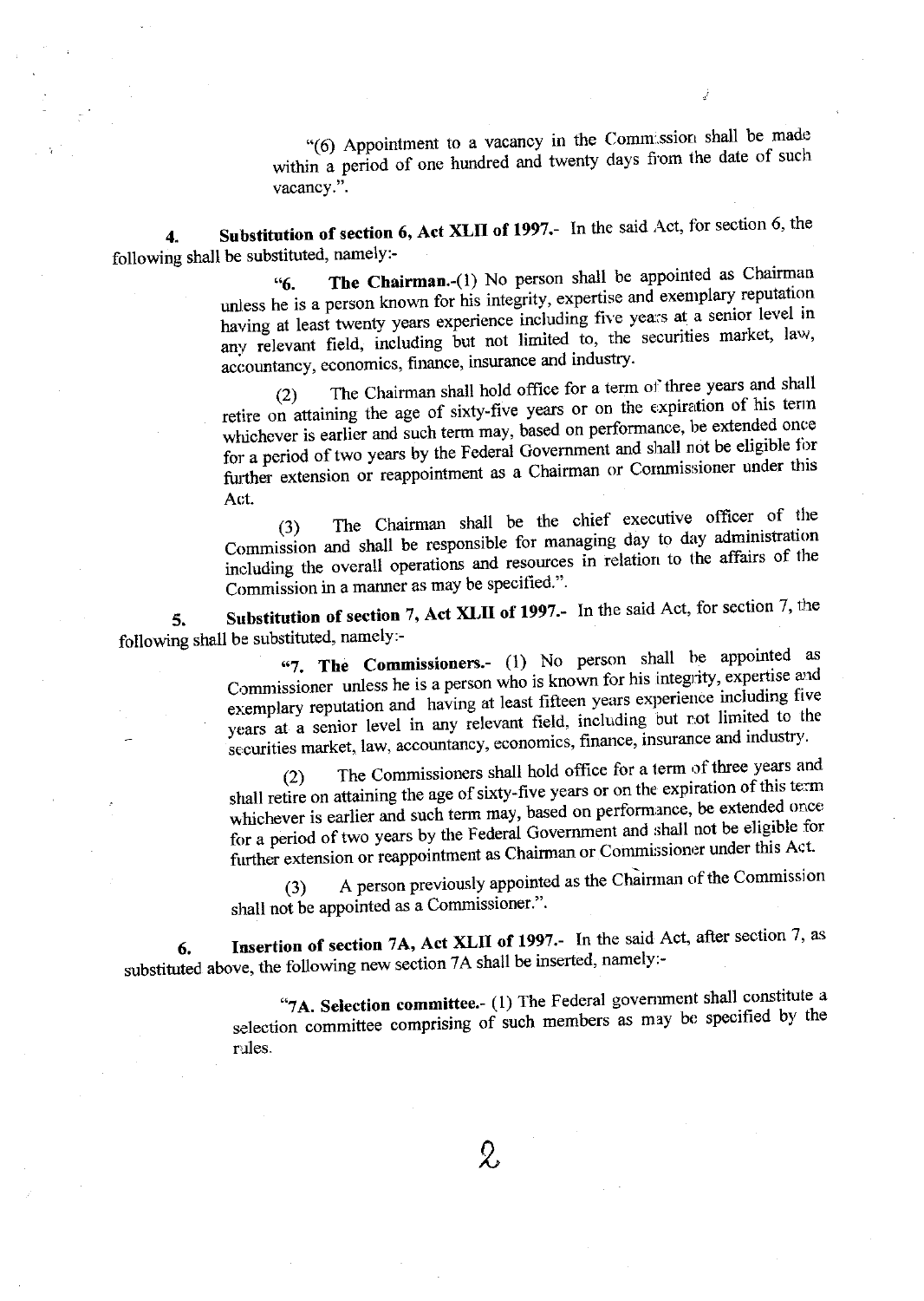"(6) Appointment to a vacancy in the Commission shall be made within a period of one hundred and twenty days from the date of such vacancy.".

4. **Substitution of section 6, Act XLII of 1997.-** In the said Act, for section 6, the following shall be substituted, namely:-

> "6. **The Chairman.-**(1) No person shall be appointed as Chairman unless he is a person known for his integrity, expertise and exemplary reputation having at least twenty years experience including five years at a senior level in any relevant field, including but not limited to, the securities market, law, accountancy, economics, finance, insurance and industry.
>
> (2) The Chairman shall hold office for a term of three years and shall retire on attaining the age of sixty-five years or on the expiration of his term whichever is earlier and such term may, based on performance, be extended once for a period of two years by the Federal Government and shall not be eligible for further extension or reappointment as a Chairman or Commissioner under this Act.
>
> (3) The Chairman shall be the chief executive officer of the Commission and shall be responsible for managing day to day administration including the overall operations and resources in relation to the affairs of the Commission in a manner as may be specified.".

5. **Substitution of section 7, Act XLII of 1997.-** In the said Act, for section 7, the following shall be substituted, namely:-

> "7. **The Commissioners.-** (1) No person shall be appointed as Commissioner unless he is a person who is known for his integrity, expertise and exemplary reputation and having at least fifteen years experience including five years at a senior level in any relevant field, including but not limited to the securities market, law, accountancy, economics, finance, insurance and industry.
>
> (2) The Commissioners shall hold office for a term of three years and shall retire on attaining the age of sixty-five years or on the expiration of this term whichever is earlier and such term may, based on performance, be extended once for a period of two years by the Federal Government and shall not be eligible for further extension or reappointment as Chairman or Commissioner under this Act.
>
> (3) A person previously appointed as the Chairman of the Commission shall not be appointed as a Commissioner.".

6. **Insertion of section 7A, Act XLII of 1997.-** In the said Act, after section 7, as substituted above, the following new section 7A shall be inserted, namely:-

> "7A. **Selection committee.-** (1) The Federal government shall constitute a selection committee comprising of such members as may be specified by the rules.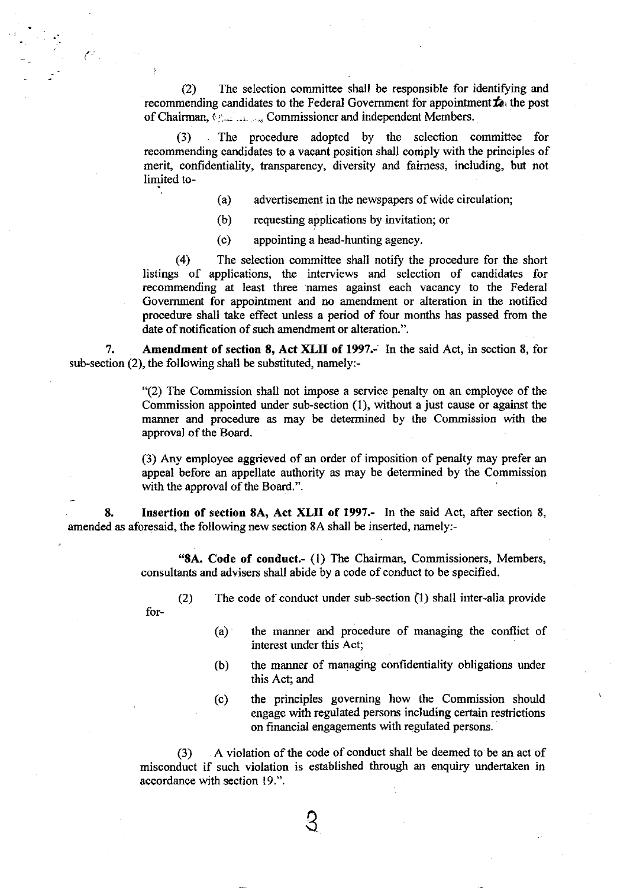(2) The selection committee shall be responsible for identifying and recommending candidates to the Federal Government for appointment to the post of Chairman, ........ Commissioner and independent Members.

(3) The procedure adopted by the selection committee for recommending candidates to a vacant position shall comply with the principles of merit, confidentiality, transparency, diversity and fairness, including, but not limited to-

(a) advertisement in the newspapers of wide circulation;

(b) requesting applications by invitation; or

(c) appointing a head-hunting agency.

(4) The selection committee shall notify the procedure for the short listings of applications, the interviews and selection of candidates for recommending at least three names against each vacancy to the Federal Government for appointment and no amendment or alteration in the notified procedure shall take effect unless a period of four months has passed from the date of notification of such amendment or alteration.".

**7. Amendment of section 8, Act XLII of 1997.-** In the said Act, in section 8, for sub-section (2), the following shall be substituted, namely:-

"(2) The Commission shall not impose a service penalty on an employee of the Commission appointed under sub-section (1), without a just cause or against the manner and procedure as may be determined by the Commission with the approval of the Board.

(3) Any employee aggrieved of an order of imposition of penalty may prefer an appeal before an appellate authority as may be determined by the Commission with the approval of the Board.".

**8. Insertion of section 8A, Act XLII of 1997.-** In the said Act, after section 8, amended as aforesaid, the following new section 8A shall be inserted, namely:-

**"8A. Code of conduct.-** (1) The Chairman, Commissioners, Members, consultants and advisers shall abide by a code of conduct to be specified.

(2) The code of conduct under sub-section (1) shall inter-alia provide for-

(a) the manner and procedure of managing the conflict of interest under this Act;

(b) the manner of managing confidentiality obligations under this Act; and

(c) the principles governing how the Commission should engage with regulated persons including certain restrictions on financial engagements with regulated persons.

(3) A violation of the code of conduct shall be deemed to be an act of misconduct if such violation is established through an enquiry undertaken in accordance with section 19.".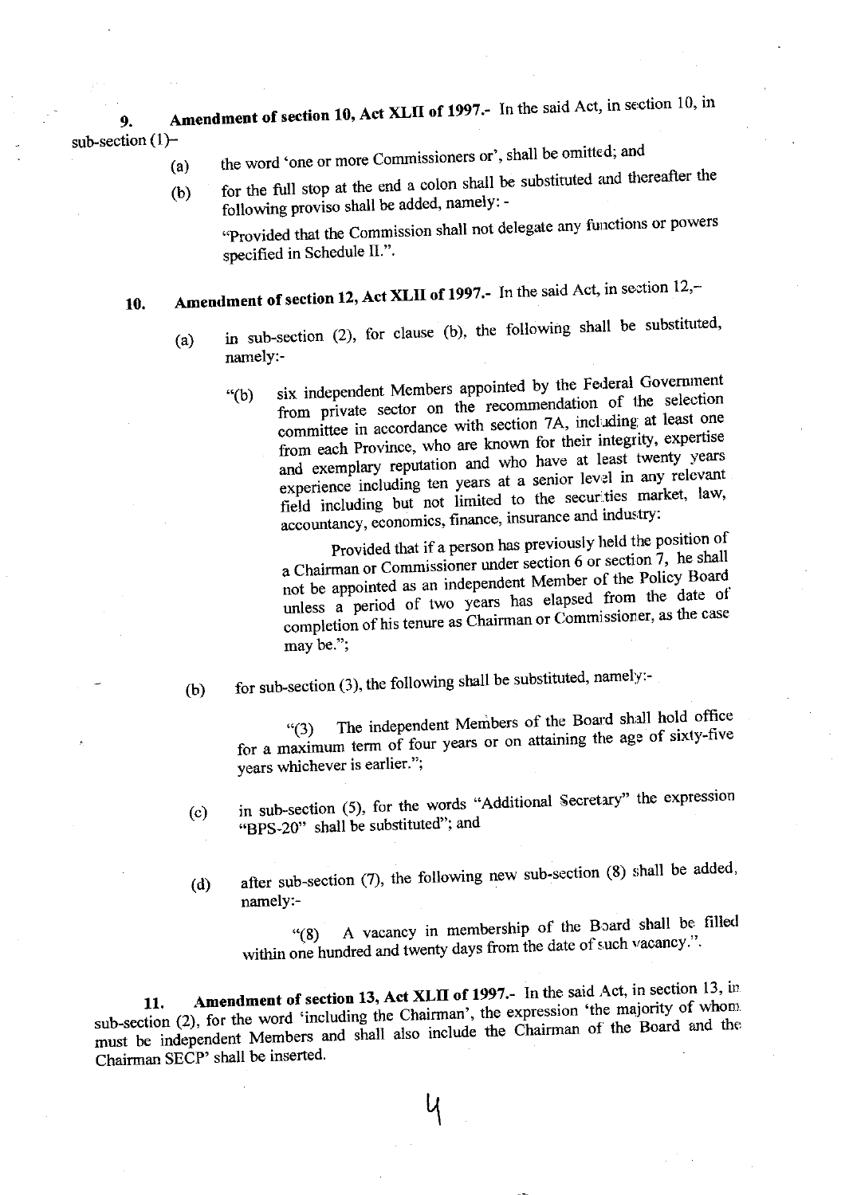**9. Amendment of section 10, Act XLII of 1997.-** In the said Act, in section 10, in sub-section (1)–

(a) the word 'one or more Commissioners or', shall be omitted; and

(b) for the full stop at the end a colon shall be substituted and thereafter the following proviso shall be added, namely: -

"Provided that the Commission shall not delegate any functions or powers specified in Schedule II.".

**10. Amendment of section 12, Act XLII of 1997.-** In the said Act, in section 12,–

(a) in sub-section (2), for clause (b), the following shall be substituted, namely:-

"(b) six independent Members appointed by the Federal Government from private sector on the recommendation of the selection committee in accordance with section 7A, including at least one from each Province, who are known for their integrity, expertise and exemplary reputation and who have at least twenty years experience including ten years at a senior level in any relevant field including but not limited to the securities market, law, accountancy, economics, finance, insurance and industry:

Provided that if a person has previously held the position of a Chairman or Commissioner under section 6 or section 7, he shall not be appointed as an independent Member of the Policy Board unless a period of two years has elapsed from the date of completion of his tenure as Chairman or Commissioner, as the case may be.";

(b) for sub-section (3), the following shall be substituted, namely:-

"(3) The independent Members of the Board shall hold office for a maximum term of four years or on attaining the age of sixty-five years whichever is earlier.";

(c) in sub-section (5), for the words "Additional Secretary" the expression "BPS-20" shall be substituted"; and

(d) after sub-section (7), the following new sub-section (8) shall be added, namely:-

"(8) A vacancy in membership of the Board shall be filled within one hundred and twenty days from the date of such vacancy.".

**11. Amendment of section 13, Act XLII of 1997.-** In the said Act, in section 13, in sub-section (2), for the word 'including the Chairman', the expression 'the majority of whom must be independent Members and shall also include the Chairman of the Board and the Chairman SECP' shall be inserted.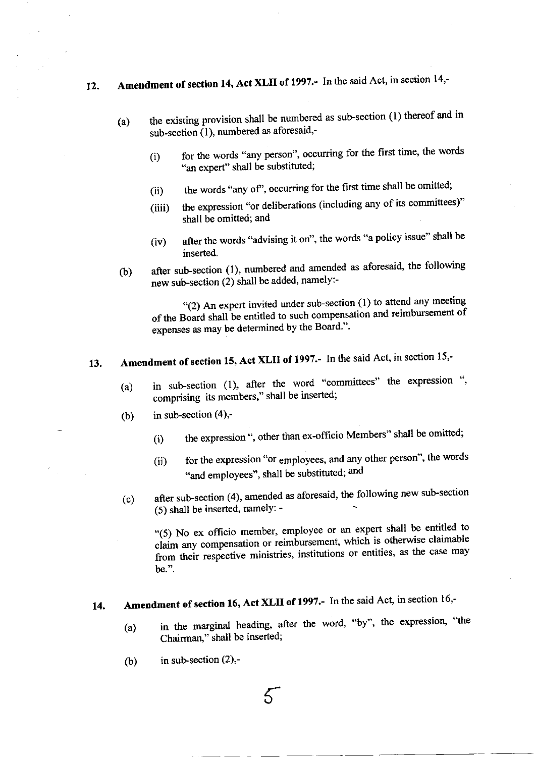**12. Amendment of section 14, Act XLII of 1997.-** In the said Act, in section 14,-

(a) the existing provision shall be numbered as sub-section (1) thereof and in sub-section (1), numbered as aforesaid,-

(i) for the words "any person", occurring for the first time, the words "an expert" shall be substituted;

(ii) the words "any of", occurring for the first time shall be omitted;

(iiii) the expression "or deliberations (including any of its committees)" shall be omitted; and

(iv) after the words "advising it on", the words "a policy issue" shall be inserted.

(b) after sub-section (1), numbered and amended as aforesaid, the following new sub-section (2) shall be added, namely:-

"(2) An expert invited under sub-section (1) to attend any meeting of the Board shall be entitled to such compensation and reimbursement of expenses as may be determined by the Board.".

**13. Amendment of section 15, Act XLII of 1997.-** In the said Act, in section 15,-

(a) in sub-section (1), after the word "committees" the expression ", comprising its members," shall be inserted;

(b) in sub-section (4),-

(i) the expression ", other than ex-officio Members" shall be omitted;

(ii) for the expression "or employees, and any other person", the words "and employees", shall be substituted; and

(c) after sub-section (4), amended as aforesaid, the following new sub-section (5) shall be inserted, namely: -

"(5) No ex officio member, employee or an expert shall be entitled to claim any compensation or reimbursement, which is otherwise claimable from their respective ministries, institutions or entities, as the case may be.".

**14. Amendment of section 16, Act XLII of 1997.-** In the said Act, in section 16,-

(a) in the marginal heading, after the word, "by", the expression, "the Chairman," shall be inserted;

(b) in sub-section (2),-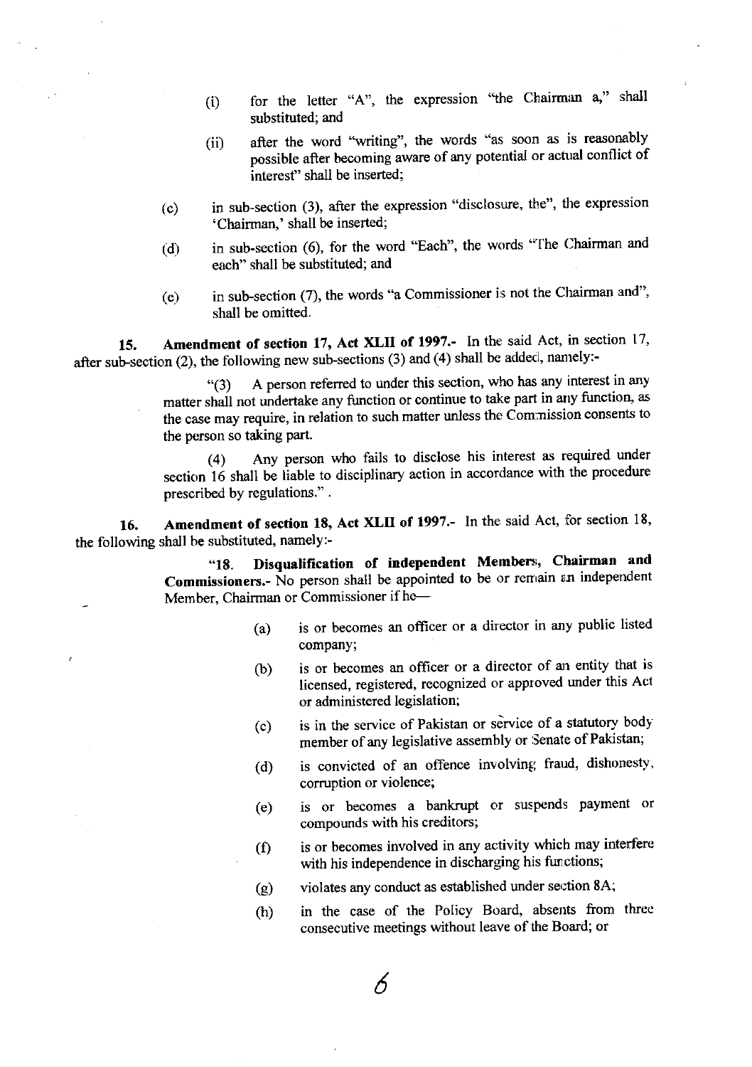(i) for the letter "A", the expression "the Chairman a," shall substituted; and

(ii) after the word "writing", the words "as soon as is reasonably possible after becoming aware of any potential or actual conflict of interest" shall be inserted;

(c) in sub-section (3), after the expression "disclosure, the", the expression 'Chairman,' shall be inserted;

(d) in sub-section (6), for the word "Each", the words "The Chairman and each" shall be substituted; and

(e) in sub-section (7), the words "a Commissioner is not the Chairman and", shall be omitted.

**15. Amendment of section 17, Act XLII of 1997.-** In the said Act, in section 17, after sub-section (2), the following new sub-sections (3) and (4) shall be added, namely:-

> "(3) A person referred to under this section, who has any interest in any matter shall not undertake any function or continue to take part in any function, as the case may require, in relation to such matter unless the Commission consents to the person so taking part.
>
> (4) Any person who fails to disclose his interest as required under section 16 shall be liable to disciplinary action in accordance with the procedure prescribed by regulations." .

**16. Amendment of section 18, Act XLII of 1997.-** In the said Act, for section 18, the following shall be substituted, namely:-

> "18. **Disqualification of independent Members, Chairman and Commissioners.-** No person shall be appointed to be or remain an independent Member, Chairman or Commissioner if he—
>
> (a) is or becomes an officer or a director in any public listed company;
>
> (b) is or becomes an officer or a director of an entity that is licensed, registered, recognized or approved under this Act or administered legislation;
>
> (c) is in the service of Pakistan or service of a statutory body member of any legislative assembly or Senate of Pakistan;
>
> (d) is convicted of an offence involving fraud, dishonesty, corruption or violence;
>
> (e) is or becomes a bankrupt or suspends payment or compounds with his creditors;
>
> (f) is or becomes involved in any activity which may interfere with his independence in discharging his functions;
>
> (g) violates any conduct as established under section 8A;
>
> (h) in the case of the Policy Board, absents from three consecutive meetings without leave of the Board; or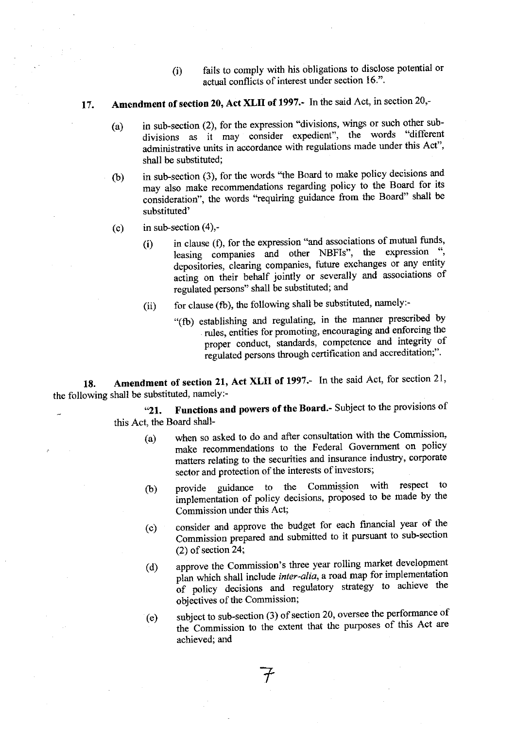(i) fails to comply with his obligations to disclose potential or actual conflicts of interest under section 16.".

**17. Amendment of section 20, Act XLII of 1997.-** In the said Act, in section 20,-

(a) in sub-section (2), for the expression "divisions, wings or such other sub-divisions as it may consider expedient", the words "different administrative units in accordance with regulations made under this Act", shall be substituted;

(b) in sub-section (3), for the words "the Board to make policy decisions and may also make recommendations regarding policy to the Board for its consideration", the words "requiring guidance from the Board" shall be substituted'

(c) in sub-section (4),-

(i) in clause (f), for the expression "and associations of mutual funds, leasing companies and other NBFIs", the expression ", depositories, clearing companies, future exchanges or any entity acting on their behalf jointly or severally and associations of regulated persons" shall be substituted; and

(ii) for clause (fb), the following shall be substituted, namely:-

"(fb) establishing and regulating, in the manner prescribed by rules, entities for promoting, encouraging and enforcing the proper conduct, standards, competence and integrity of regulated persons through certification and accreditation;".

**18. Amendment of section 21, Act XLII of 1997.-** In the said Act, for section 21, the following shall be substituted, namely:-

"**21. Functions and powers of the Board.-** Subject to the provisions of this Act, the Board shall-

(a) when so asked to do and after consultation with the Commission, make recommendations to the Federal Government on policy matters relating to the securities and insurance industry, corporate sector and protection of the interests of investors;

(b) provide guidance to the Commission with respect to implementation of policy decisions, proposed to be made by the Commission under this Act;

(c) consider and approve the budget for each financial year of the Commission prepared and submitted to it pursuant to sub-section (2) of section 24;

(d) approve the Commission's three year rolling market development plan which shall include *inter-alia*, a road map for implementation of policy decisions and regulatory strategy to achieve the objectives of the Commission;

(e) subject to sub-section (3) of section 20, oversee the performance of the Commission to the extent that the purposes of this Act are achieved; and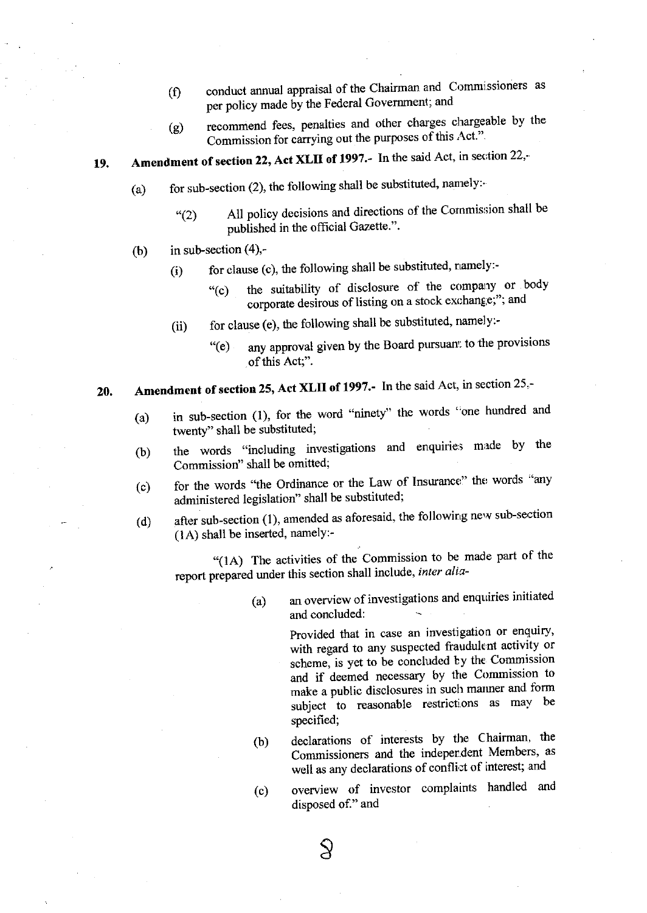(f) conduct annual appraisal of the Chairman and Commissioners as per policy made by the Federal Government; and

(g) recommend fees, penalties and other charges chargeable by the Commission for carrying out the purposes of this Act.".

**19. Amendment of section 22, Act XLII of 1997.-** In the said Act, in section 22,-

(a) for sub-section (2), the following shall be substituted, namely:-

"(2) All policy decisions and directions of the Commission shall be published in the official Gazette.".

(b) in sub-section (4),-

(i) for clause (c), the following shall be substituted, namely:-

"(c) the suitability of disclosure of the company or body corporate desirous of listing on a stock exchange;"; and

(ii) for clause (e), the following shall be substituted, namely:-

"(e) any approval given by the Board pursuant to the provisions of this Act;".

**20. Amendment of section 25, Act XLII of 1997.-** In the said Act, in section 25,-

(a) in sub-section (1), for the word "ninety" the words "one hundred and twenty" shall be substituted;

(b) the words "including investigations and enquiries made by the Commission" shall be omitted;

(c) for the words "the Ordinance or the Law of Insurance" the words "any administered legislation" shall be substituted;

(d) after sub-section (1), amended as aforesaid, the following new sub-section (1A) shall be inserted, namely:-

"(1A) The activities of the Commission to be made part of the report prepared under this section shall include, *inter alia*-

(a) an overview of investigations and enquiries initiated and concluded:

Provided that in case an investigation or enquiry, with regard to any suspected fraudulent activity or scheme, is yet to be concluded by the Commission and if deemed necessary by the Commission to make a public disclosures in such manner and form subject to reasonable restrictions as may be specified;

(b) declarations of interests by the Chairman, the Commissioners and the independent Members, as well as any declarations of conflict of interest; and

(c) overview of investor complaints handled and disposed of." and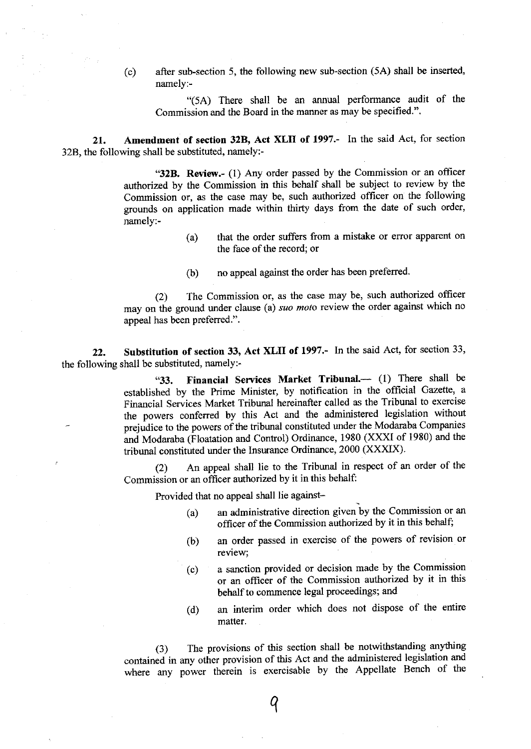(c) after sub-section 5, the following new sub-section (5A) shall be inserted, namely:-

"(5A) There shall be an annual performance audit of the Commission and the Board in the manner as may be specified.".

**21. Amendment of section 32B, Act XLII of 1997.-** In the said Act, for section 32B, the following shall be substituted, namely:-

"**32B. Review.-** (1) Any order passed by the Commission or an officer authorized by the Commission in this behalf shall be subject to review by the Commission or, as the case may be, such authorized officer on the following grounds on application made within thirty days from the date of such order, namely:-

(a) that the order suffers from a mistake or error apparent on the face of the record; or

(b) no appeal against the order has been preferred.

(2) The Commission or, as the case may be, such authorized officer may on the ground under clause (a) *suo moto* review the order against which no appeal has been preferred.".

**22. Substitution of section 33, Act XLII of 1997.-** In the said Act, for section 33, the following shall be substituted, namely:-

"**33. Financial Services Market Tribunal.—** (1) There shall be established by the Prime Minister, by notification in the official Gazette, a Financial Services Market Tribunal hereinafter called as the Tribunal to exercise the powers conferred by this Act and the administered legislation without prejudice to the powers of the tribunal constituted under the Modaraba Companies and Modaraba (Floatation and Control) Ordinance, 1980 (XXXI of 1980) and the tribunal constituted under the Insurance Ordinance, 2000 (XXXIX).

(2) An appeal shall lie to the Tribunal in respect of an order of the Commission or an officer authorized by it in this behalf:

Provided that no appeal shall lie against–

(a) an administrative direction given by the Commission or an officer of the Commission authorized by it in this behalf;

(b) an order passed in exercise of the powers of revision or review;

(c) a sanction provided or decision made by the Commission or an officer of the Commission authorized by it in this behalf to commence legal proceedings; and

(d) an interim order which does not dispose of the entire matter.

(3) The provisions of this section shall be notwithstanding anything contained in any other provision of this Act and the administered legislation and where any power therein is exercisable by the Appellate Bench of the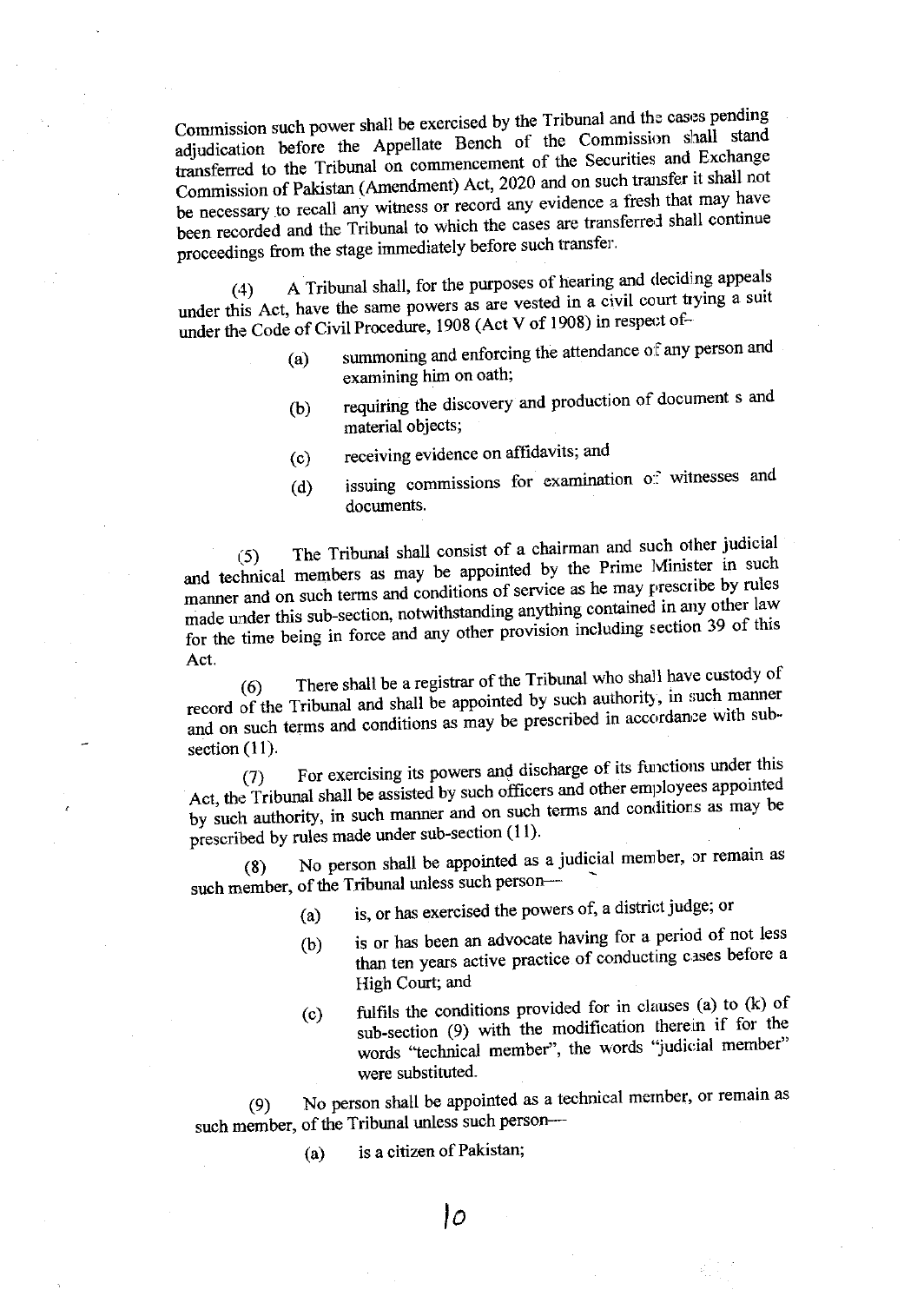Commission such power shall be exercised by the Tribunal and the cases pending adjudication before the Appellate Bench of the Commission shall stand transferred to the Tribunal on commencement of the Securities and Exchange Commission of Pakistan (Amendment) Act, 2020 and on such transfer it shall not be necessary to recall any witness or record any evidence a fresh that may have been recorded and the Tribunal to which the cases are transferred shall continue proceedings from the stage immediately before such transfer.

(4) A Tribunal shall, for the purposes of hearing and deciding appeals under this Act, have the same powers as are vested in a civil court trying a suit under the Code of Civil Procedure, 1908 (Act V of 1908) in respect of-

- (a) summoning and enforcing the attendance of any person and examining him on oath;
- (b) requiring the discovery and production of document s and material objects;
- (c) receiving evidence on affidavits; and
- (d) issuing commissions for examination of witnesses and documents.

(5) The Tribunal shall consist of a chairman and such other judicial and technical members as may be appointed by the Prime Minister in such manner and on such terms and conditions of service as he may prescribe by rules made under this sub-section, notwithstanding anything contained in any other law for the time being in force and any other provision including section 39 of this Act.

(6) There shall be a registrar of the Tribunal who shall have custody of record of the Tribunal and shall be appointed by such authority, in such manner and on such terms and conditions as may be prescribed in accordance with sub-section (11).

(7) For exercising its powers and discharge of its functions under this Act, the Tribunal shall be assisted by such officers and other employees appointed by such authority, in such manner and on such terms and conditions as may be prescribed by rules made under sub-section (11).

(8) No person shall be appointed as a judicial member, or remain as such member, of the Tribunal unless such person—

- (a) is, or has exercised the powers of, a district judge; or
- (b) is or has been an advocate having for a period of not less than ten years active practice of conducting cases before a High Court; and
- (c) fulfils the conditions provided for in clauses (a) to (k) of sub-section (9) with the modification therein if for the words "technical member", the words "judicial member" were substituted.

(9) No person shall be appointed as a technical member, or remain as such member, of the Tribunal unless such person—

- (a) is a citizen of Pakistan;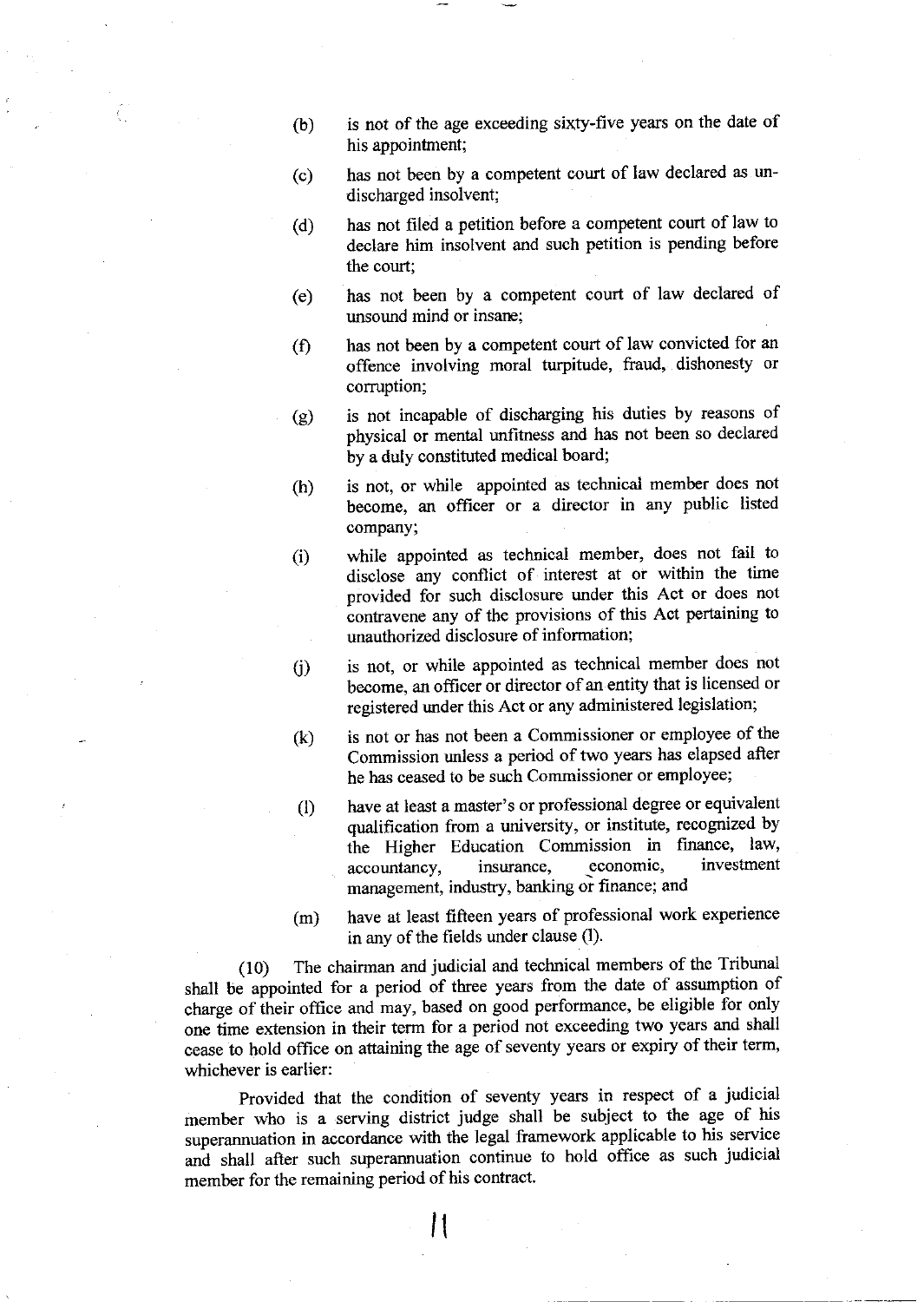(b) is not of the age exceeding sixty-five years on the date of his appointment;

(c) has not been by a competent court of law declared as un-discharged insolvent;

(d) has not filed a petition before a competent court of law to declare him insolvent and such petition is pending before the court;

(e) has not been by a competent court of law declared of unsound mind or insane;

(f) has not been by a competent court of law convicted for an offence involving moral turpitude, fraud, dishonesty or corruption;

(g) is not incapable of discharging his duties by reasons of physical or mental unfitness and has not been so declared by a duly constituted medical board;

(h) is not, or while appointed as technical member does not become, an officer or a director in any public listed company;

(i) while appointed as technical member, does not fail to disclose any conflict of interest at or within the time provided for such disclosure under this Act or does not contravene any of the provisions of this Act pertaining to unauthorized disclosure of information;

(j) is not, or while appointed as technical member does not become, an officer or director of an entity that is licensed or registered under this Act or any administered legislation;

(k) is not or has not been a Commissioner or employee of the Commission unless a period of two years has elapsed after he has ceased to be such Commissioner or employee;

(l) have at least a master's or professional degree or equivalent qualification from a university, or institute, recognized by the Higher Education Commission in finance, law, accountancy, insurance, economic, investment management, industry, banking or finance; and

(m) have at least fifteen years of professional work experience in any of the fields under clause (l).

(10) The chairman and judicial and technical members of the Tribunal shall be appointed for a period of three years from the date of assumption of charge of their office and may, based on good performance, be eligible for only one time extension in their term for a period not exceeding two years and shall cease to hold office on attaining the age of seventy years or expiry of their term, whichever is earlier:

Provided that the condition of seventy years in respect of a judicial member who is a serving district judge shall be subject to the age of his superannuation in accordance with the legal framework applicable to his service and shall after such superannuation continue to hold office as such judicial member for the remaining period of his contract.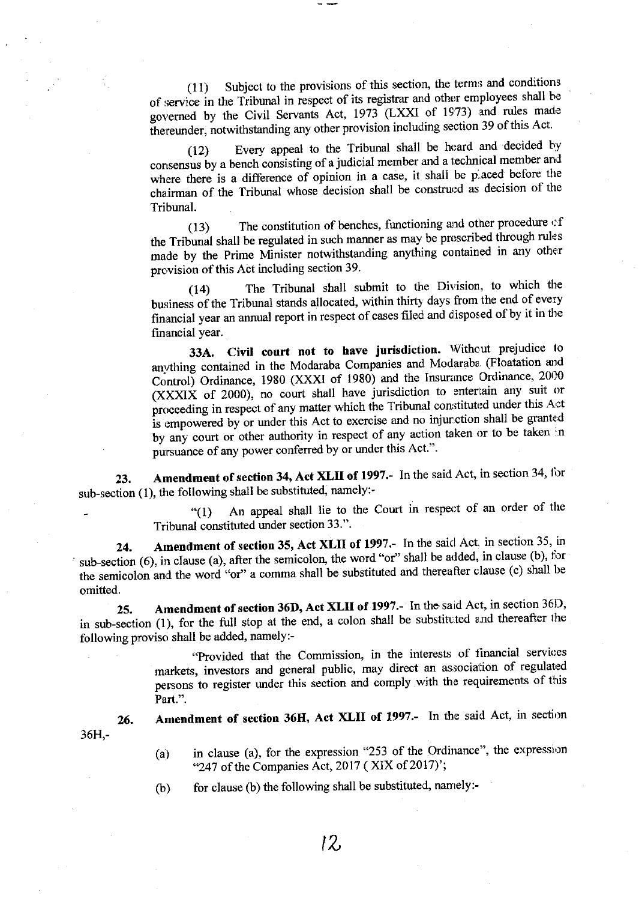(11) Subject to the provisions of this section, the terms and conditions of service in the Tribunal in respect of its registrar and other employees shall be governed by the Civil Servants Act, 1973 (LXXI of 1973) and rules made thereunder, notwithstanding any other provision including section 39 of this Act.

(12) Every appeal to the Tribunal shall be heard and decided by consensus by a bench consisting of a judicial member and a technical member and where there is a difference of opinion in a case, it shall be placed before the chairman of the Tribunal whose decision shall be construed as decision of the Tribunal.

(13) The constitution of benches, functioning and other procedure of the Tribunal shall be regulated in such manner as may be prescribed through rules made by the Prime Minister notwithstanding anything contained in any other provision of this Act including section 39.

(14) The Tribunal shall submit to the Division, to which the business of the Tribunal stands allocated, within thirty days from the end of every financial year an annual report in respect of cases filed and disposed of by it in the financial year.

**33A. Civil court not to have jurisdiction.** Without prejudice to anything contained in the Modaraba Companies and Modaraba (Floatation and Control) Ordinance, 1980 (XXXI of 1980) and the Insurance Ordinance, 2000 (XXXIX of 2000), no court shall have jurisdiction to entertain any suit or proceeding in respect of any matter which the Tribunal constituted under this Act is empowered by or under this Act to exercise and no injunction shall be granted by any court or other authority in respect of any action taken or to be taken in pursuance of any power conferred by or under this Act.".

**23. Amendment of section 34, Act XLII of 1997.-** In the said Act, in section 34, for sub-section (1), the following shall be substituted, namely:-

"(1) An appeal shall lie to the Court in respect of an order of the Tribunal constituted under section 33.".

**24. Amendment of section 35, Act XLII of 1997.-** In the said Act, in section 35, in sub-section (6), in clause (a), after the semicolon, the word "or" shall be added, in clause (b), for the semicolon and the word "or" a comma shall be substituted and thereafter clause (c) shall be omitted.

**25. Amendment of section 36D, Act XLII of 1997.-** In the said Act, in section 36D, in sub-section (1), for the full stop at the end, a colon shall be substituted and thereafter the following proviso shall be added, namely:-

"Provided that the Commission, in the interests of financial services markets, investors and general public, may direct an association of regulated persons to register under this section and comply with the requirements of this Part.".

**26. Amendment of section 36H, Act XLII of 1997.-** In the said Act, in section 36H,-

(a) in clause (a), for the expression "253 of the Ordinance", the expression "247 of the Companies Act, 2017 ( XIX of 2017)';

(b) for clause (b) the following shall be substituted, namely:-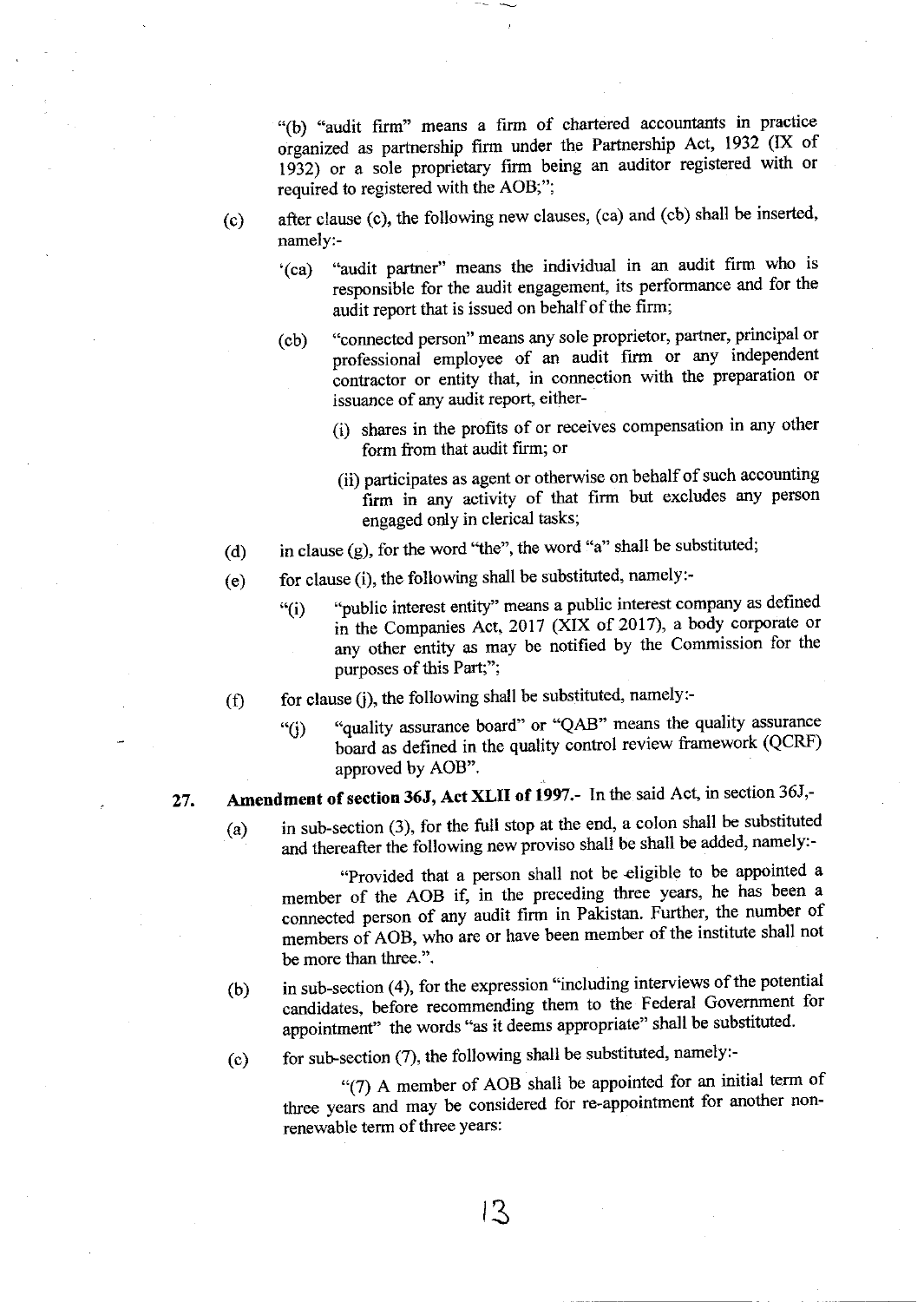"(b) "audit firm" means a firm of chartered accountants in practice organized as partnership firm under the Partnership Act, 1932 (IX of 1932) or a sole proprietary firm being an auditor registered with or required to registered with the AOB;";

(c) after clause (c), the following new clauses, (ca) and (cb) shall be inserted, namely:-

'(ca) "audit partner" means the individual in an audit firm who is responsible for the audit engagement, its performance and for the audit report that is issued on behalf of the firm;

(cb) "connected person" means any sole proprietor, partner, principal or professional employee of an audit firm or any independent contractor or entity that, in connection with the preparation or issuance of any audit report, either-

(i) shares in the profits of or receives compensation in any other form from that audit firm; or

(ii) participates as agent or otherwise on behalf of such accounting firm in any activity of that firm but excludes any person engaged only in clerical tasks;

(d) in clause (g), for the word "the", the word "a" shall be substituted;

(e) for clause (i), the following shall be substituted, namely:-

"(i) "public interest entity" means a public interest company as defined in the Companies Act, 2017 (XIX of 2017), a body corporate or any other entity as may be notified by the Commission for the purposes of this Part;";

(f) for clause (j), the following shall be substituted, namely:-

"(j) "quality assurance board" or "QAB" means the quality assurance board as defined in the quality control review framework (QCRF) approved by AOB".

**27. Amendment of section 36J, Act XLII of 1997.-** In the said Act, in section 36J,-

(a) in sub-section (3), for the full stop at the end, a colon shall be substituted and thereafter the following new proviso shall be shall be added, namely:-

"Provided that a person shall not be eligible to be appointed a member of the AOB if, in the preceding three years, he has been a connected person of any audit firm in Pakistan. Further, the number of members of AOB, who are or have been member of the institute shall not be more than three.".

(b) in sub-section (4), for the expression "including interviews of the potential candidates, before recommending them to the Federal Government for appointment" the words "as it deems appropriate" shall be substituted.

(c) for sub-section (7), the following shall be substituted, namely:-

"(7) A member of AOB shall be appointed for an initial term of three years and may be considered for re-appointment for another non-renewable term of three years: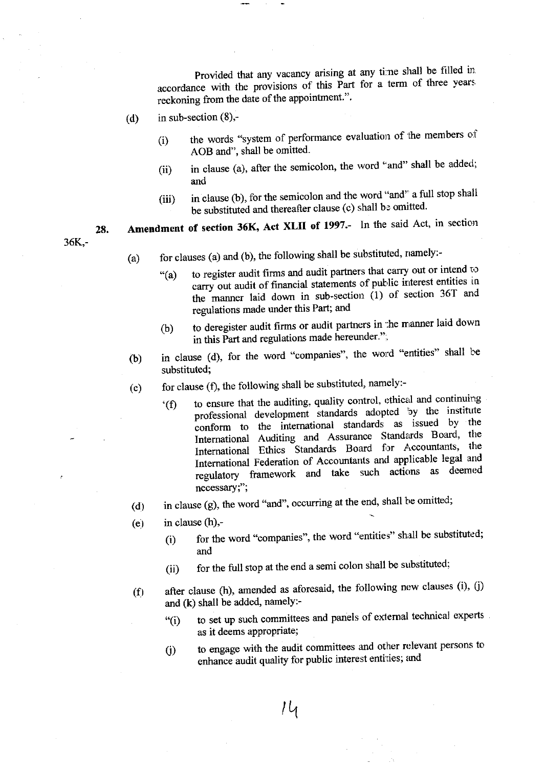Provided that any vacancy arising at any time shall be filled in accordance with the provisions of this Part for a term of three years reckoning from the date of the appointment.".

(d) in sub-section (8),-

(i) the words "system of performance evaluation of the members of AOB and", shall be omitted.

(ii) in clause (a), after the semicolon, the word "and" shall be added; and

(iii) in clause (b), for the semicolon and the word "and" a full stop shall be substituted and thereafter clause (c) shall be omitted.

**28. Amendment of section 36K, Act XLII of 1997.-** In the said Act, in section 36K,-

(a) for clauses (a) and (b), the following shall be substituted, namely:-

"(a) to register audit firms and audit partners that carry out or intend to carry out audit of financial statements of public interest entities in the manner laid down in sub-section (1) of section 36T and regulations made under this Part; and

(b) to deregister audit firms or audit partners in the manner laid down in this Part and regulations made hereunder.";

(b) in clause (d), for the word "companies", the word "entities" shall be substituted;

(c) for clause (f), the following shall be substituted, namely:-

'(f) to ensure that the auditing, quality control, ethical and continuing professional development standards adopted by the institute conform to the international standards as issued by the International Auditing and Assurance Standards Board, the International Ethics Standards Board for Accountants, the International Federation of Accountants and applicable legal and regulatory framework and take such actions as deemed necessary;";

(d) in clause (g), the word "and", occurring at the end, shall be omitted;

(e) in clause (h),-

(i) for the word "companies", the word "entities" shall be substituted; and

(ii) for the full stop at the end a semi colon shall be substituted;

(f) after clause (h), amended as aforesaid, the following new clauses (i), (j) and (k) shall be added, namely:-

"(i) to set up such committees and panels of external technical experts as it deems appropriate;

(j) to engage with the audit committees and other relevant persons to enhance audit quality for public interest entities; and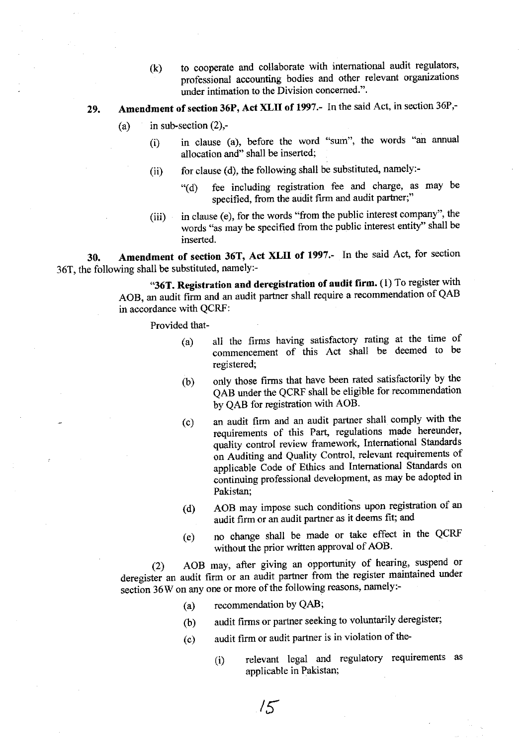(k) to cooperate and collaborate with international audit regulators, professional accounting bodies and other relevant organizations under intimation to the Division concerned.".

**29. Amendment of section 36P, Act XLII of 1997.-** In the said Act, in section 36P,-

(a) in sub-section (2),-

(i) in clause (a), before the word "sum", the words "an annual allocation and" shall be inserted;

(ii) for clause (d), the following shall be substituted, namely:-

"(d) fee including registration fee and charge, as may be specified, from the audit firm and audit partner;"

(iii) in clause (e), for the words "from the public interest company", the words "as may be specified from the public interest entity" shall be inserted.

**30. Amendment of section 36T, Act XLII of 1997.-** In the said Act, for section 36T, the following shall be substituted, namely:-

"**36T. Registration and deregistration of audit firm.** (1) To register with AOB, an audit firm and an audit partner shall require a recommendation of QAB in accordance with QCRF:

Provided that-

(a) all the firms having satisfactory rating at the time of commencement of this Act shall be deemed to be registered;

(b) only those firms that have been rated satisfactorily by the QAB under the QCRF shall be eligible for recommendation by QAB for registration with AOB.

(c) an audit firm and an audit partner shall comply with the requirements of this Part, regulations made hereunder, quality control review framework, International Standards on Auditing and Quality Control, relevant requirements of applicable Code of Ethics and International Standards on continuing professional development, as may be adopted in Pakistan;

(d) AOB may impose such conditions upon registration of an audit firm or an audit partner as it deems fit; and

(e) no change shall be made or take effect in the QCRF without the prior written approval of AOB.

(2) AOB may, after giving an opportunity of hearing, suspend or deregister an audit firm or an audit partner from the register maintained under section 36W on any one or more of the following reasons, namely:-

(a) recommendation by QAB;

(b) audit firms or partner seeking to voluntarily deregister;

(c) audit firm or audit partner is in violation of the-

(i) relevant legal and regulatory requirements as applicable in Pakistan;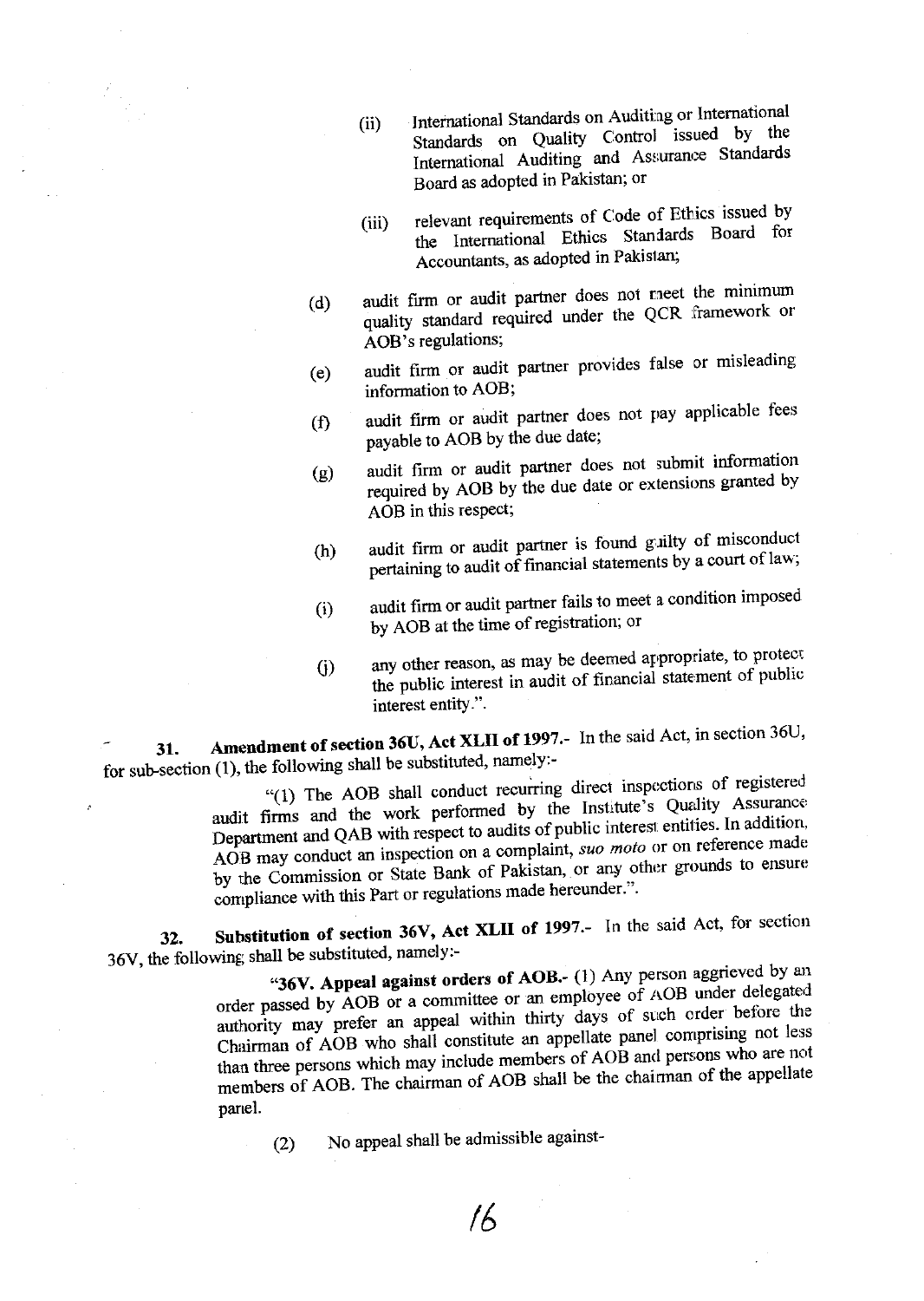(ii) International Standards on Auditing or International Standards on Quality Control issued by the International Auditing and Assurance Standards Board as adopted in Pakistan; or

(iii) relevant requirements of Code of Ethics issued by the International Ethics Standards Board for Accountants, as adopted in Pakistan;

(d) audit firm or audit partner does not meet the minimum quality standard required under the QCR framework or AOB's regulations;

(e) audit firm or audit partner provides false or misleading information to AOB;

(f) audit firm or audit partner does not pay applicable fees payable to AOB by the due date;

(g) audit firm or audit partner does not submit information required by AOB by the due date or extensions granted by AOB in this respect;

(h) audit firm or audit partner is found guilty of misconduct pertaining to audit of financial statements by a court of law;

(i) audit firm or audit partner fails to meet a condition imposed by AOB at the time of registration; or

(j) any other reason, as may be deemed appropriate, to protect the public interest in audit of financial statement of public interest entity.".

**31. Amendment of section 36U, Act XLII of 1997.-** In the said Act, in section 36U, for sub-section (1), the following shall be substituted, namely:-

"(1) The AOB shall conduct recurring direct inspections of registered audit firms and the work performed by the Institute's Quality Assurance Department and QAB with respect to audits of public interest entities. In addition, AOB may conduct an inspection on a complaint, *suo moto* or on reference made by the Commission or State Bank of Pakistan, or any other grounds to ensure compliance with this Part or regulations made hereunder.".

**32. Substitution of section 36V, Act XLII of 1997.-** In the said Act, for section 36V, the following shall be substituted, namely:-

"**36V. Appeal against orders of AOB.-** (1) Any person aggrieved by an order passed by AOB or a committee or an employee of AOB under delegated authority may prefer an appeal within thirty days of such order before the Chairman of AOB who shall constitute an appellate panel comprising not less than three persons which may include members of AOB and persons who are not members of AOB. The chairman of AOB shall be the chairman of the appellate panel.

(2) No appeal shall be admissible against-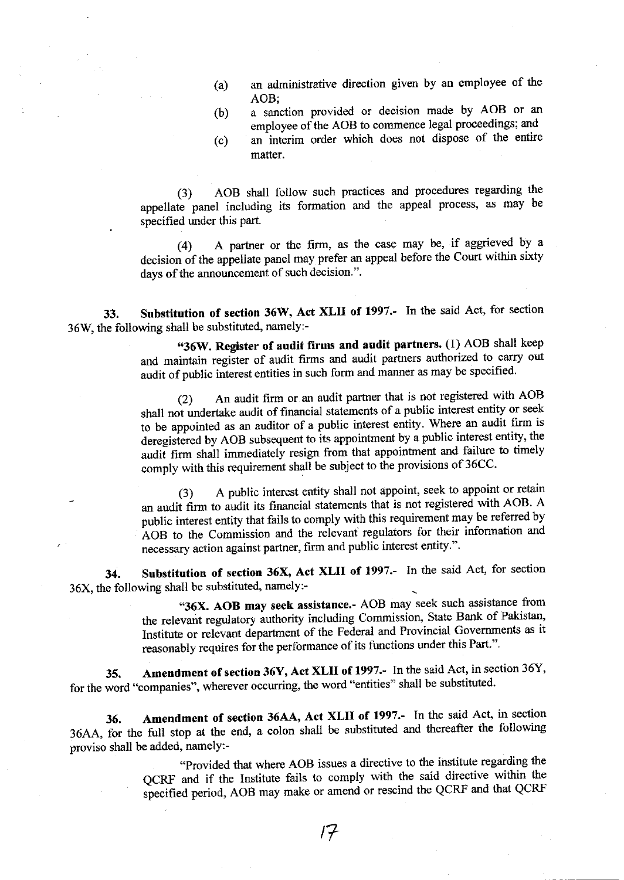(a) an administrative direction given by an employee of the AOB;

(b) a sanction provided or decision made by AOB or an employee of the AOB to commence legal proceedings; and

(c) an interim order which does not dispose of the entire matter.

(3) AOB shall follow such practices and procedures regarding the appellate panel including its formation and the appeal process, as may be specified under this part.

(4) A partner or the firm, as the case may be, if aggrieved by a decision of the appellate panel may prefer an appeal before the Court within sixty days of the announcement of such decision.".

**33. Substitution of section 36W, Act XLII of 1997.-** In the said Act, for section 36W, the following shall be substituted, namely:-

> **"36W. Register of audit firms and audit partners.** (1) AOB shall keep and maintain register of audit firms and audit partners authorized to carry out audit of public interest entities in such form and manner as may be specified.
>
> (2) An audit firm or an audit partner that is not registered with AOB shall not undertake audit of financial statements of a public interest entity or seek to be appointed as an auditor of a public interest entity. Where an audit firm is deregistered by AOB subsequent to its appointment by a public interest entity, the audit firm shall immediately resign from that appointment and failure to timely comply with this requirement shall be subject to the provisions of 36CC.
>
> (3) A public interest entity shall not appoint, seek to appoint or retain an audit firm to audit its financial statements that is not registered with AOB. A public interest entity that fails to comply with this requirement may be referred by AOB to the Commission and the relevant regulators for their information and necessary action against partner, firm and public interest entity.".

**34. Substitution of section 36X, Act XLII of 1997.-** In the said Act, for section 36X, the following shall be substituted, namely:-

> **"36X. AOB may seek assistance.-** AOB may seek such assistance from the relevant regulatory authority including Commission, State Bank of Pakistan, Institute or relevant department of the Federal and Provincial Governments as it reasonably requires for the performance of its functions under this Part.".

**35. Amendment of section 36Y, Act XLII of 1997.-** In the said Act, in section 36Y, for the word "companies", wherever occurring, the word "entities" shall be substituted.

**36. Amendment of section 36AA, Act XLII of 1997.-** In the said Act, in section 36AA, for the full stop at the end, a colon shall be substituted and thereafter the following proviso shall be added, namely:-

> "Provided that where AOB issues a directive to the institute regarding the QCRF and if the Institute fails to comply with the said directive within the specified period, AOB may make or amend or rescind the QCRF and that QCRF